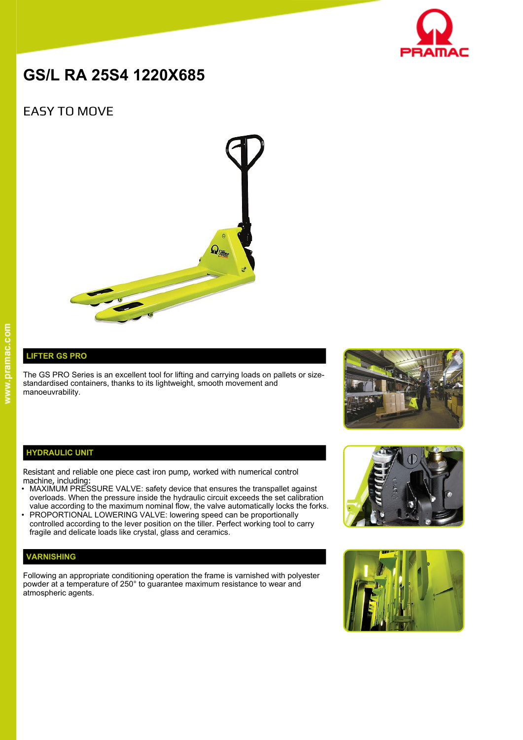# GS/L RA 25S4 1220X685

## EASY TO MOVE

### LIFTER GS PRO

The GS PRO Series is an excellent tool for lifting and carrying loads on pallets or size-standardised containers, thanks to its lightweight, smooth movement and manoeuvrability.

### HYDRAULIC UNIT

Resistant and reliable one piece cast iron pump, worked with numerical control machine, including:

- MAXIMUM PRESSURE VALVE: safety device that ensures the transpallet against overloads. When the pressure inside the hydraulic circuit exceeds the set calibration value according to the maximum nominal flow, the valve automatically locks the forks.
- PROPORTIONAL LOWERING VALVE: lowering speed can be proportionally controlled according to the lever position on the tiller. Perfect working tool to carry fragile and delicate loads like crystal, glass and ceramics.

### VARNISHING

Following an appropriate conditioning operation the frame is varnished with polyester powder at a temperature of 250° to guarantee maximum resistance to wear and atmospheric agents.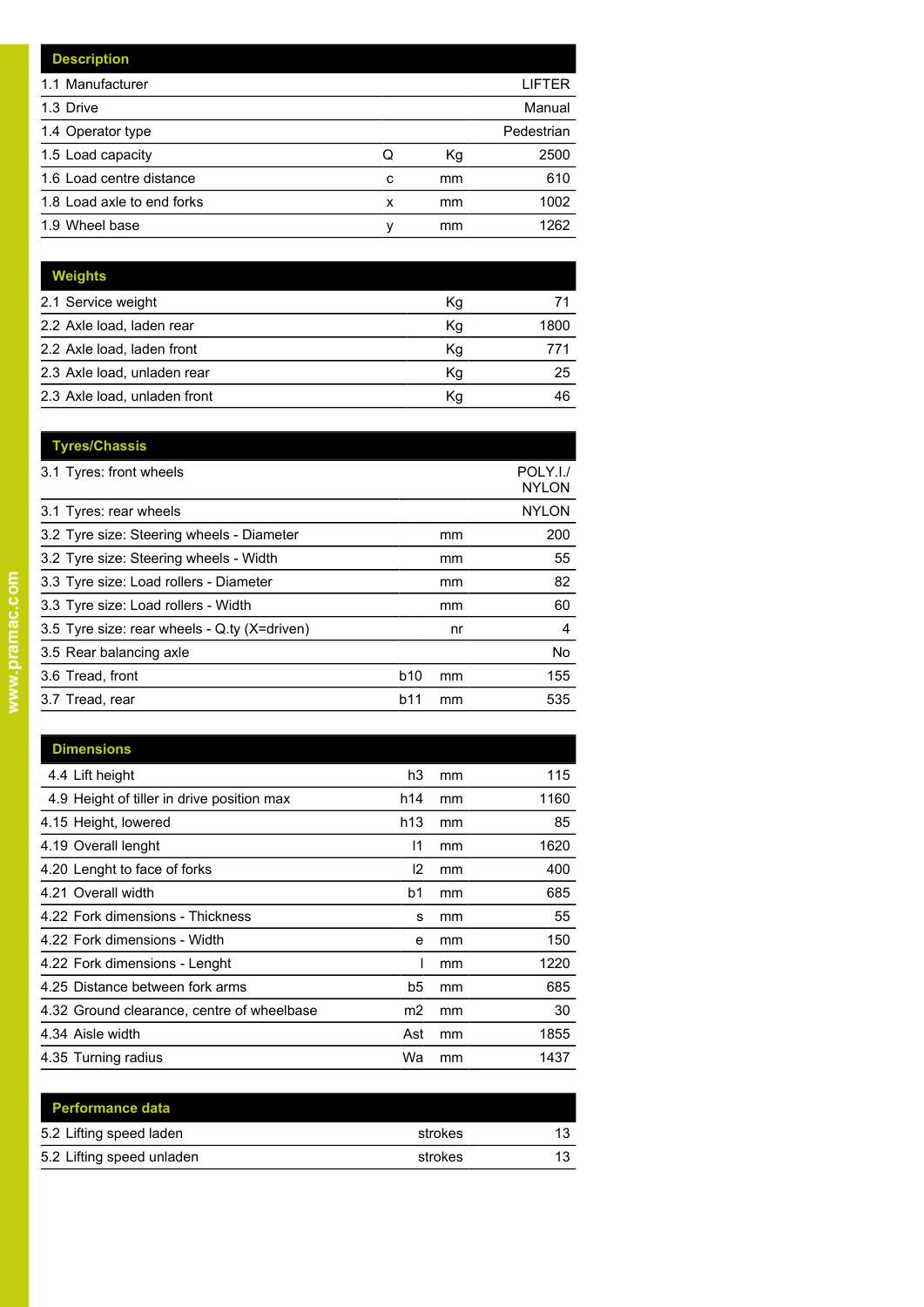| Description | | | |
|---|---|---|---|
| 1.1 Manufacturer | | | LIFTER |
| 1.3 Drive | | | Manual |
| 1.4 Operator type | | | Pedestrian |
| 1.5 Load capacity | Q | Kg | 2500 |
| 1.6 Load centre distance | c | mm | 610 |
| 1.8 Load axle to end forks | x | mm | 1002 |
| 1.9 Wheel base | y | mm | 1262 |

| Weights | | | |
|---|---|---|---|
| 2.1 Service weight | | Kg | 71 |
| 2.2 Axle load, laden rear | | Kg | 1800 |
| 2.2 Axle load, laden front | | Kg | 771 |
| 2.3 Axle load, unladen rear | | Kg | 25 |
| 2.3 Axle load, unladen front | | Kg | 46 |

| Tyres/Chassis | | | |
|---|---|---|---|
| 3.1 Tyres: front wheels | | | POLY.I./ NYLON |
| 3.1 Tyres: rear wheels | | | NYLON |
| 3.2 Tyre size: Steering wheels - Diameter | | mm | 200 |
| 3.2 Tyre size: Steering wheels - Width | | mm | 55 |
| 3.3 Tyre size: Load rollers - Diameter | | mm | 82 |
| 3.3 Tyre size: Load rollers - Width | | mm | 60 |
| 3.5 Tyre size: rear wheels - Q.ty (X=driven) | | nr | 4 |
| 3.5 Rear balancing axle | | | No |
| 3.6 Tread, front | b10 | mm | 155 |
| 3.7 Tread, rear | b11 | mm | 535 |

| Dimensions | | | |
|---|---|---|---|
| 4.4 Lift height | h3 | mm | 115 |
| 4.9 Height of tiller in drive position max | h14 | mm | 1160 |
| 4.15 Height, lowered | h13 | mm | 85 |
| 4.19 Overall lenght | l1 | mm | 1620 |
| 4.20 Lenght to face of forks | l2 | mm | 400 |
| 4.21 Overall width | b1 | mm | 685 |
| 4.22 Fork dimensions - Thickness | s | mm | 55 |
| 4.22 Fork dimensions - Width | e | mm | 150 |
| 4.22 Fork dimensions - Lenght | l | mm | 1220 |
| 4.25 Distance between fork arms | b5 | mm | 685 |
| 4.32 Ground clearance, centre of wheelbase | m2 | mm | 30 |
| 4.34 Aisle width | Ast | mm | 1855 |
| 4.35 Turning radius | Wa | mm | 1437 |

| Performance data | | | |
|---|---|---|---|
| 5.2 Lifting speed laden | | strokes | 13 |
| 5.2 Lifting speed unladen | | strokes | 13 |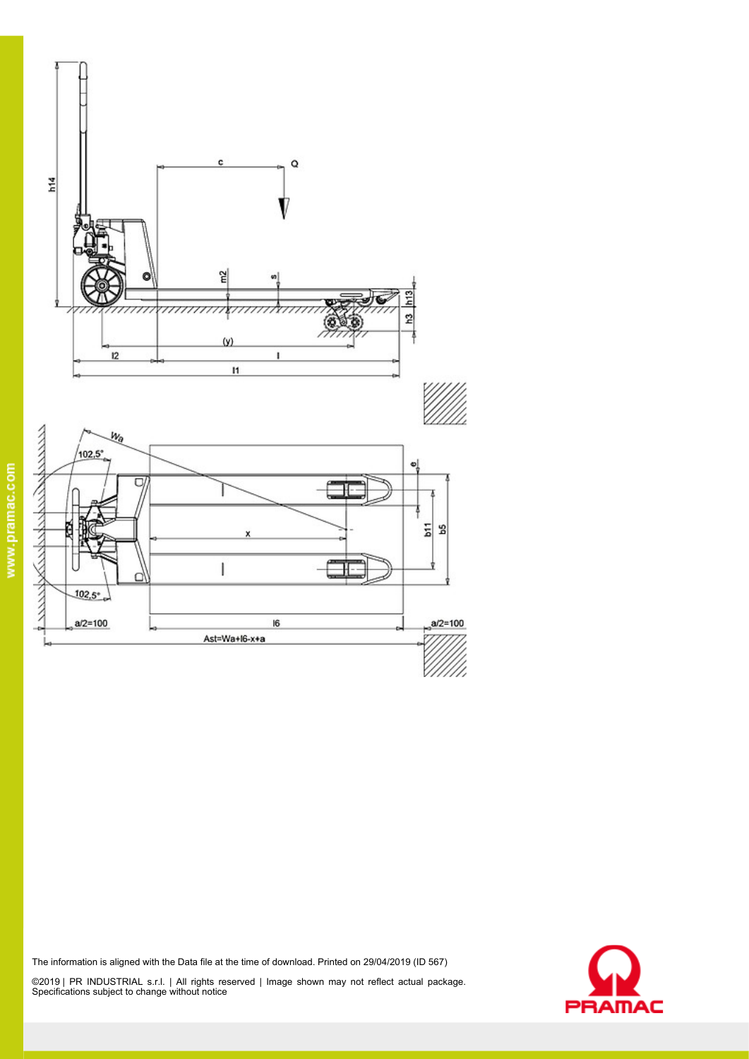h14

c

Q

m2

s

h13

h3

l2

(y)

l

l1

Wa

102,5°

e

x

b11

b5

102,5°

a/2=100

l6

a/2=100

Ast=Wa+l6-x+a

The information is aligned with the Data file at the time of download. Printed on 29/04/2019 (ID 567)

©2019 | PR INDUSTRIAL s.r.l. | All rights reserved | Image shown may not reflect actual package. Specifications subject to change without notice